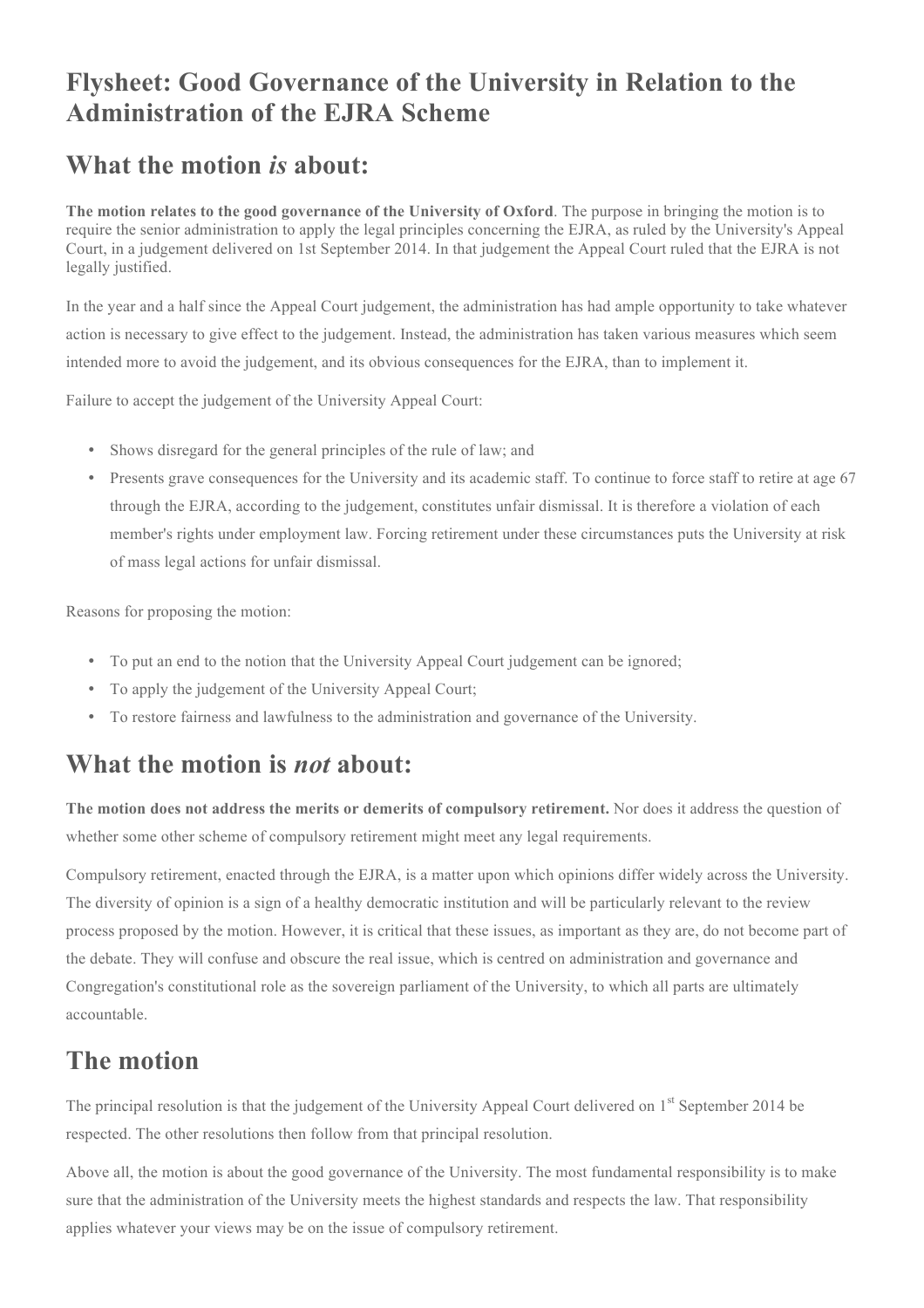# Flysheet: Good Governance of the University in Relation to the Administration of the EJRA Scheme

## What the motion *is* about:

**The motion relates to the good governance of the University of Oxford**. The purpose in bringing the motion is to require the senior administration to apply the legal principles concerning the EJRA, as ruled by the University's Appeal Court, in a judgement delivered on 1st September 2014. In that judgement the Appeal Court ruled that the EJRA is not legally justified.

In the year and a half since the Appeal Court judgement, the administration has had ample opportunity to take whatever action is necessary to give effect to the judgement. Instead, the administration has taken various measures which seem intended more to avoid the judgement, and its obvious consequences for the EJRA, than to implement it.

Failure to accept the judgement of the University Appeal Court:

- Shows disregard for the general principles of the rule of law; and
- Presents grave consequences for the University and its academic staff. To continue to force staff to retire at age 67 through the EJRA, according to the judgement, constitutes unfair dismissal. It is therefore a violation of each member's rights under employment law. Forcing retirement under these circumstances puts the University at risk of mass legal actions for unfair dismissal.

Reasons for proposing the motion:

- To put an end to the notion that the University Appeal Court judgement can be ignored;
- To apply the judgement of the University Appeal Court;
- To restore fairness and lawfulness to the administration and governance of the University.

## What the motion is *not* about:

**The motion does not address the merits or demerits of compulsory retirement.** Nor does it address the question of whether some other scheme of compulsory retirement might meet any legal requirements.

Compulsory retirement, enacted through the EJRA, is a matter upon which opinions differ widely across the University. The diversity of opinion is a sign of a healthy democratic institution and will be particularly relevant to the review process proposed by the motion. However, it is critical that these issues, as important as they are, do not become part of the debate. They will confuse and obscure the real issue, which is centred on administration and governance and Congregation's constitutional role as the sovereign parliament of the University, to which all parts are ultimately accountable.

## The motion

The principal resolution is that the judgement of the University Appeal Court delivered on 1st September 2014 be respected. The other resolutions then follow from that principal resolution.

Above all, the motion is about the good governance of the University. The most fundamental responsibility is to make sure that the administration of the University meets the highest standards and respects the law. That responsibility applies whatever your views may be on the issue of compulsory retirement.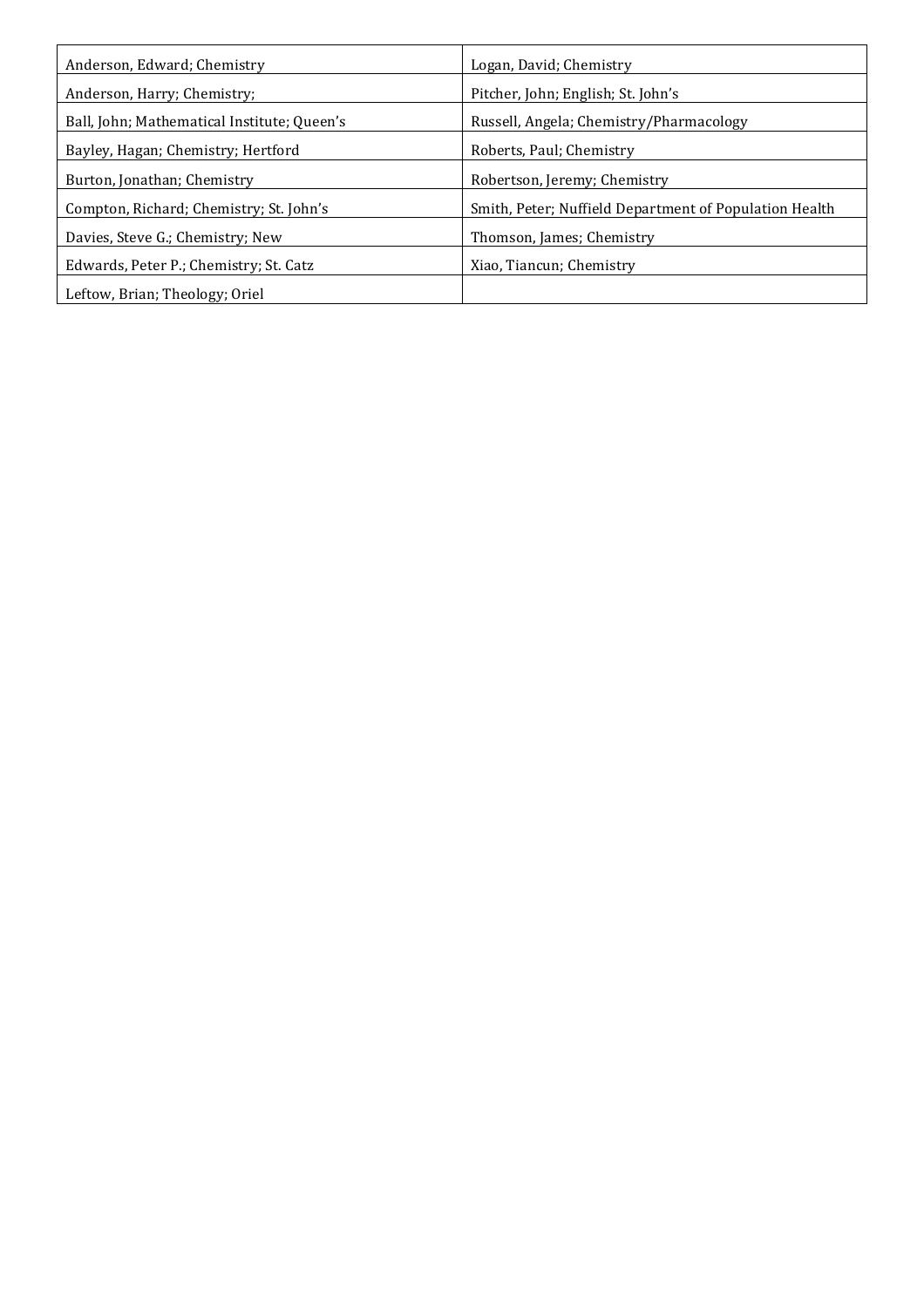| Anderson, Edward; Chemistry | Logan, David; Chemistry |
|---|---|
| Anderson, Harry; Chemistry; | Pitcher, John; English; St. John’s |
| Ball, John; Mathematical Institute; Queen’s | Russell, Angela; Chemistry/Pharmacology |
| Bayley, Hagan; Chemistry; Hertford | Roberts, Paul; Chemistry |
| Burton, Jonathan; Chemistry | Robertson, Jeremy; Chemistry |
| Compton, Richard; Chemistry; St. John’s | Smith, Peter; Nuffield Department of Population Health |
| Davies, Steve G.; Chemistry; New | Thomson, James; Chemistry |
| Edwards, Peter P.; Chemistry; St. Catz | Xiao, Tiancun; Chemistry |
| Leftow, Brian; Theology; Oriel | |